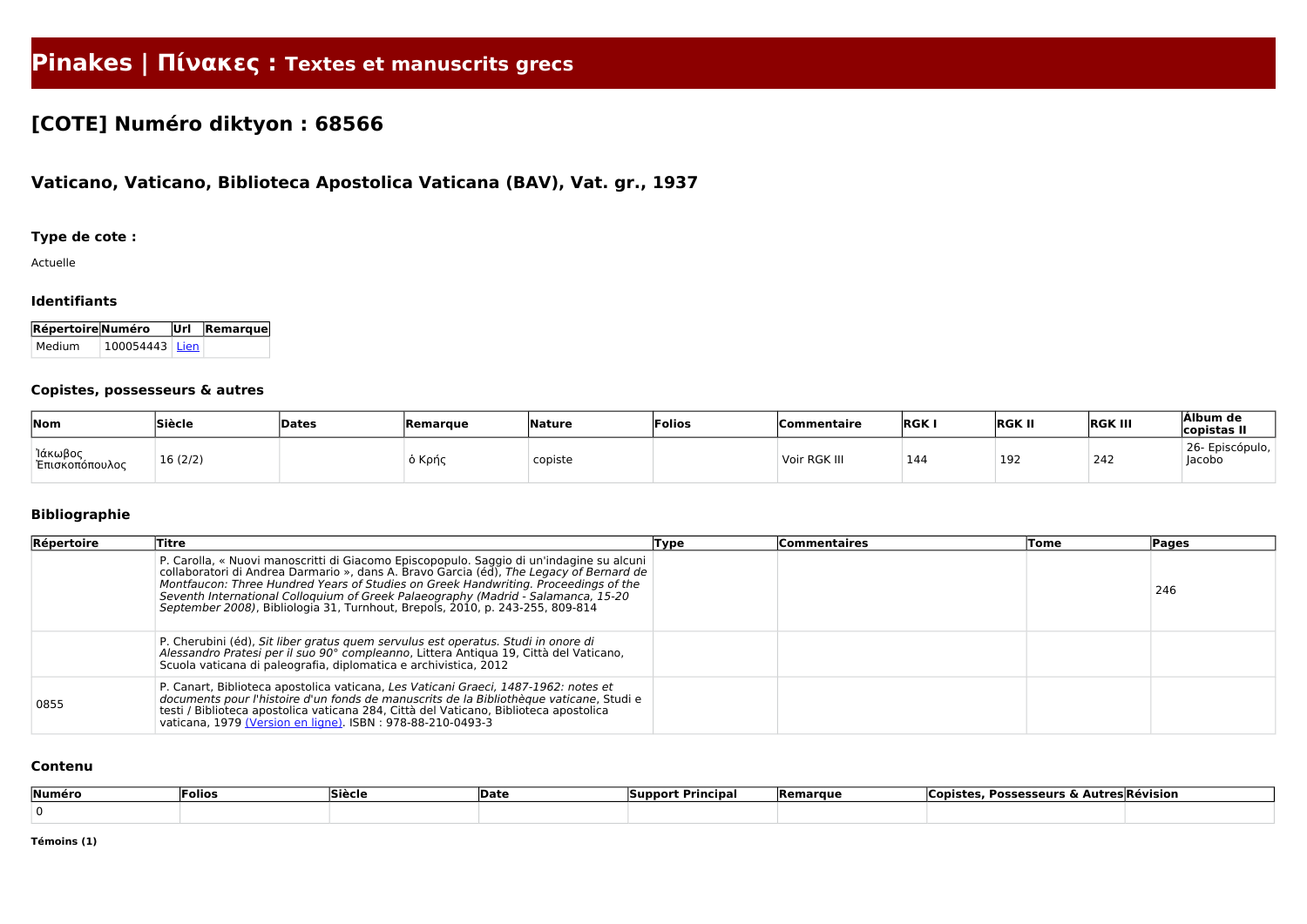# Pinakes | Πίνακες : Textes et manuscrits grecs

## [COTE] Numéro diktyon : 68566

### Vaticano, Vaticano, Biblioteca Apostolica Vaticana (BAV), Vat. gr., 1937

#### Type de cote :

Actuelle

#### Identifiants

| Répertoire | Numéro | Url | Remarque |
|---|---|---|---|
| Medium | 100054443 | Lien | |

#### Copistes, possesseurs & autres

| Nom | Siècle | Dates | Remarque | Nature | Folios | Commentaire | RGK I | RGK II | RGK III | Álbum de copistas II |
|---|---|---|---|---|---|---|---|---|---|---|
| Ἰάκωβος Ἐπισκοπόπουλος | 16 (2/2) | | ὁ Κρής | copiste | | Voir RGK III | 144 | 192 | 242 | 26- Episcópulo, Jacobo |

#### Bibliographie

| Répertoire | Titre | Type | Commentaires | Tome | Pages |
|---|---|---|---|---|---|
| | P. Carolla, « Nuovi manoscritti di Giacomo Episcopopulo. Saggio di un'indagine su alcuni collaboratori di Andrea Darmario », dans A. Bravo Garcia (éd), *The Legacy of Bernard de Montfaucon: Three Hundred Years of Studies on Greek Handwriting. Proceedings of the Seventh International Colloquium of Greek Palaeography (Madrid - Salamanca, 15-20 September 2008)*, Bibliologia 31, Turnhout, Brepols, 2010, p. 243-255, 809-814 | | | | 246 |
| | P. Cherubini (éd), *Sit liber gratus quem servulus est operatus. Studi in onore di Alessandro Pratesi per il suo 90° compleanno*, Littera Antiqua 19, Città del Vaticano, Scuola vaticana di paleografia, diplomatica e archivistica, 2012 | | | | |
| 0855 | P. Canart, Biblioteca apostolica vaticana, *Les Vaticani Graeci, 1487-1962: notes et documents pour l'histoire d'un fonds de manuscrits de la Bibliothèque vaticane*, Studi e testi / Biblioteca apostolica vaticana 284, Città del Vaticano, Biblioteca apostolica vaticana, 1979 (Version en ligne). ISBN : 978-88-210-0493-3 | | | | |

#### Contenu

| Numéro | Folios | Siècle | Date | Support Principal | Remarque | Copistes, Possesseurs & Autres | Révision |
|---|---|---|---|---|---|---|---|
| 0 | | | | | | | |

**Témoins (1)**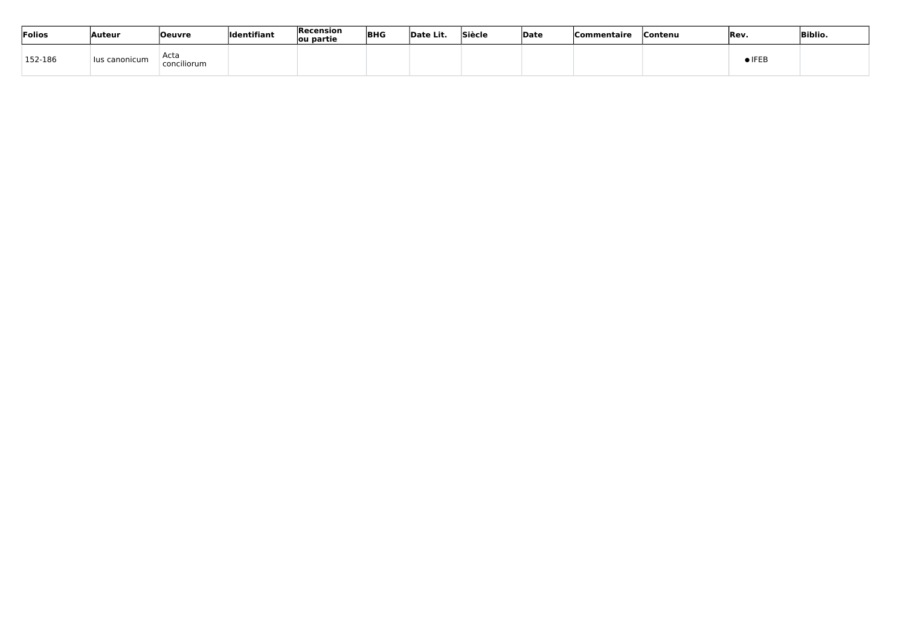| Folios | Auteur | Oeuvre | Identifiant | Recension ou partie | BHG | Date Lit. | Siècle | Date | Commentaire | Contenu | Rev. | Biblio. |
|---|---|---|---|---|---|---|---|---|---|---|---|---|
| 152-186 | Ius canonicum | Acta conciliorum | | | | | | | | | • IFEB | |